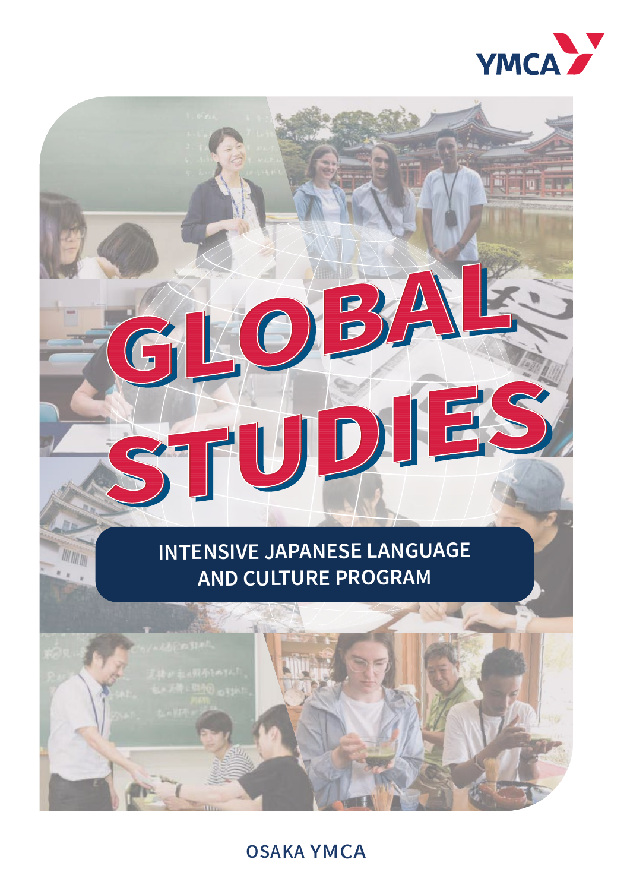YMCA

# GLOBAL STUDIES

## INTENSIVE JAPANESE LANGUAGE AND CULTURE PROGRAM

OSAKA YMCA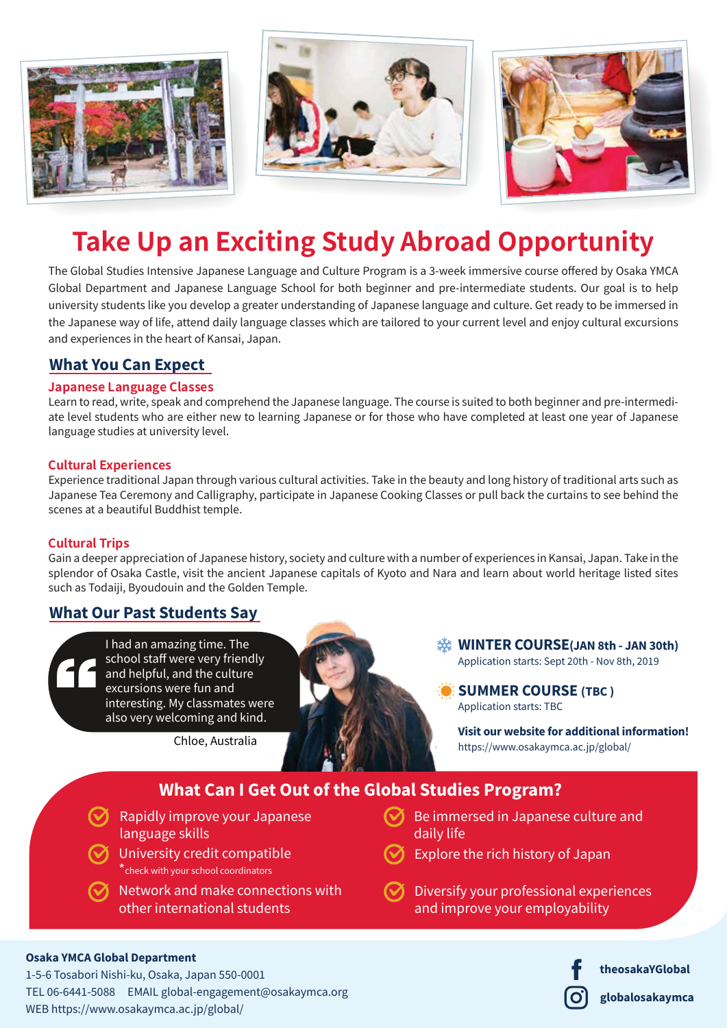# Take Up an Exciting Study Abroad Opportunity

The Global Studies Intensive Japanese Language and Culture Program is a 3-week immersive course offered by Osaka YMCA Global Department and Japanese Language School for both beginner and pre-intermediate students. Our goal is to help university students like you develop a greater understanding of Japanese language and culture. Get ready to be immersed in the Japanese way of life, attend daily language classes which are tailored to your current level and enjoy cultural excursions and experiences in the heart of Kansai, Japan.

## What You Can Expect

### Japanese Language Classes

Learn to read, write, speak and comprehend the Japanese language. The course is suited to both beginner and pre-intermediate level students who are either new to learning Japanese or for those who have completed at least one year of Japanese language studies at university level.

### Cultural Experiences

Experience traditional Japan through various cultural activities. Take in the beauty and long history of traditional arts such as Japanese Tea Ceremony and Calligraphy, participate in Japanese Cooking Classes or pull back the curtains to see behind the scenes at a beautiful Buddhist temple.

### Cultural Trips

Gain a deeper appreciation of Japanese history, society and culture with a number of experiences in Kansai, Japan. Take in the splendor of Osaka Castle, visit the ancient Japanese capitals of Kyoto and Nara and learn about world heritage listed sites such as Todaiji, Byoudouin and the Golden Temple.

## What Our Past Students Say

"I had an amazing time. The school staff were very friendly and helpful, and the culture excursions were fun and interesting. My classmates were also very welcoming and kind."

Chloe, Australia

**WINTER COURSE (JAN 8th - JAN 30th)**
Application starts: Sept 20th - Nov 8th, 2019

**SUMMER COURSE (TBC)**
Application starts: TBC

**Visit our website for additional information!**
https://www.osakaymca.ac.jp/global/

## What Can I Get Out of the Global Studies Program?

- Rapidly improve your Japanese language skills
- University credit compatible
  *check with your school coordinators
- Network and make connections with other international students
- Be immersed in Japanese culture and daily life
- Explore the rich history of Japan
- Diversify your professional experiences and improve your employability

**Osaka YMCA Global Department**
1-5-6 Tosabori Nishi-ku, Osaka, Japan 550-0001
TEL 06-6441-5088 EMAIL global-engagement@osakaymca.org
WEB https://www.osakaymca.ac.jp/global/

Facebook: theosakaYGlobal
Instagram: globalosakaymca